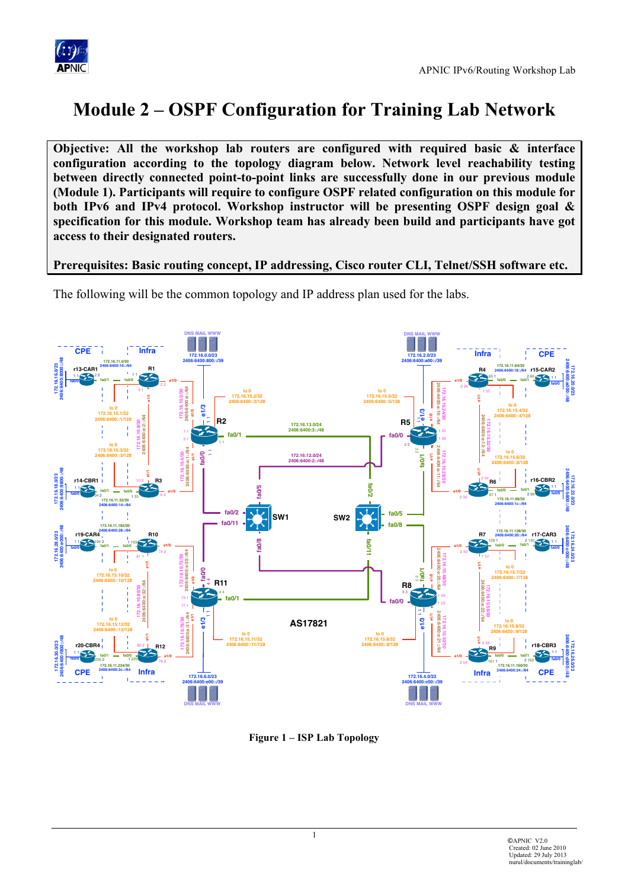# Module 2 – OSPF Configuration for Training Lab Network

**Objective: All the workshop lab routers are configured with required basic & interface configuration according to the topology diagram below. Network level reachability testing between directly connected point-to-point links are successfully done in our previous module (Module 1). Participants will require to configure OSPF related configuration on this module for both IPv6 and IPv4 protocol. Workshop instructor will be presenting OSPF design goal & specification for this module. Workshop team has already been build and participants have got access to their designated routers.**

**Prerequisites: Basic routing concept, IP addressing, Cisco router CLI, Telnet/SSH software etc.**

The following will be the common topology and IP address plan used for the labs.

**Figure 1 – ISP Lab Topology**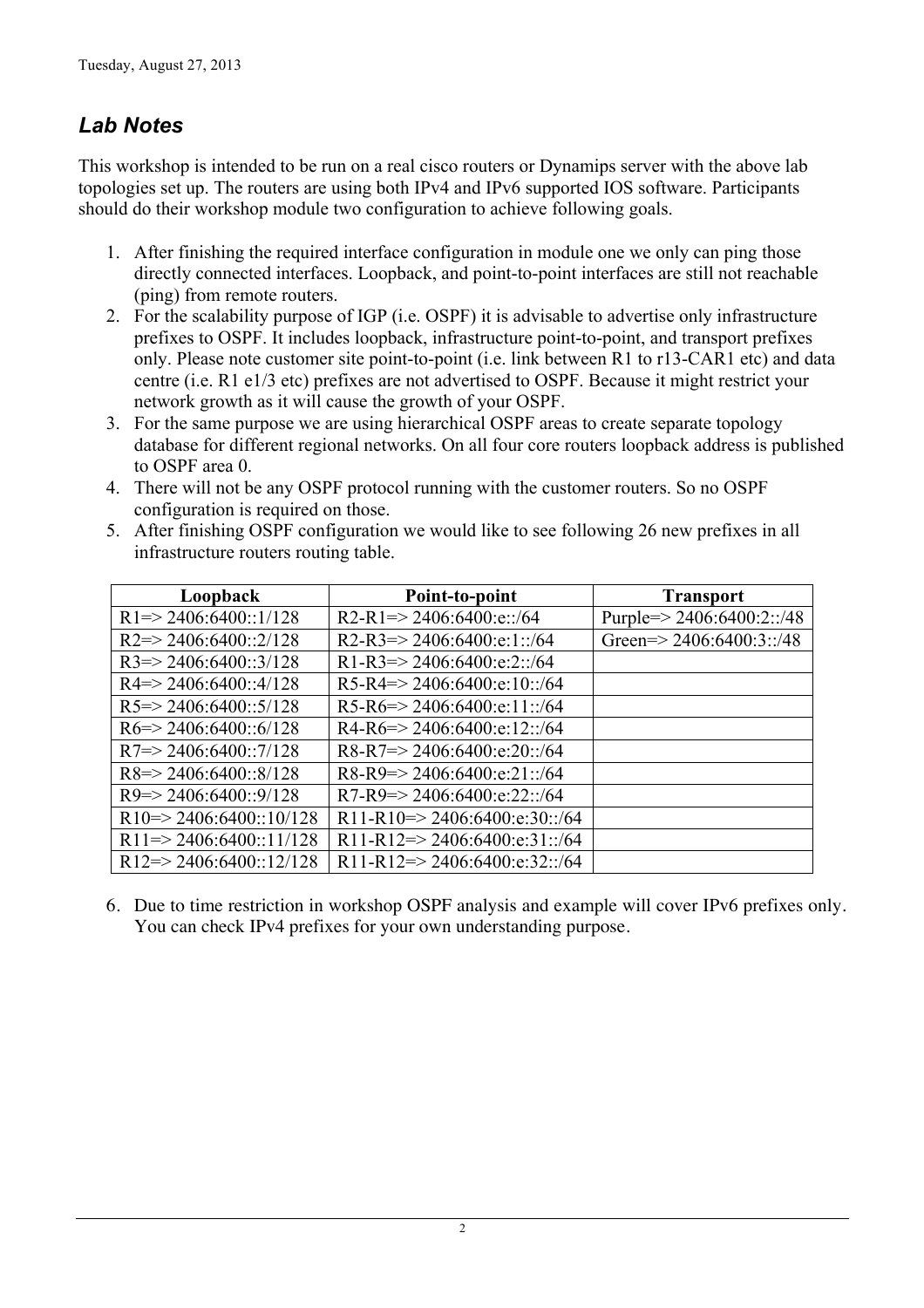## *Lab Notes*

This workshop is intended to be run on a real cisco routers or Dynamips server with the above lab topologies set up. The routers are using both IPv4 and IPv6 supported IOS software. Participants should do their workshop module two configuration to achieve following goals.

1. After finishing the required interface configuration in module one we only can ping those directly connected interfaces. Loopback, and point-to-point interfaces are still not reachable (ping) from remote routers.
2. For the scalability purpose of IGP (i.e. OSPF) it is advisable to advertise only infrastructure prefixes to OSPF. It includes loopback, infrastructure point-to-point, and transport prefixes only. Please note customer site point-to-point (i.e. link between R1 to r13-CAR1 etc) and data centre (i.e. R1 e1/3 etc) prefixes are not advertised to OSPF. Because it might restrict your network growth as it will cause the growth of your OSPF.
3. For the same purpose we are using hierarchical OSPF areas to create separate topology database for different regional networks. On all four core routers loopback address is published to OSPF area 0.
4. There will not be any OSPF protocol running with the customer routers. So no OSPF configuration is required on those.
5. After finishing OSPF configuration we would like to see following 26 new prefixes in all infrastructure routers routing table.

| Loopback | Point-to-point | Transport |
| --- | --- | --- |
| R1=> 2406:6400::1/128 | R2-R1=> 2406:6400:e::/64 | Purple=> 2406:6400:2::/48 |
| R2=> 2406:6400::2/128 | R2-R3=> 2406:6400:e:1::/64 | Green=> 2406:6400:3::/48 |
| R3=> 2406:6400::3/128 | R1-R3=> 2406:6400:e:2::/64 | |
| R4=> 2406:6400::4/128 | R5-R4=> 2406:6400:e:10::/64 | |
| R5=> 2406:6400::5/128 | R5-R6=> 2406:6400:e:11::/64 | |
| R6=> 2406:6400::6/128 | R4-R6=> 2406:6400:e:12::/64 | |
| R7=> 2406:6400::7/128 | R8-R7=> 2406:6400:e:20::/64 | |
| R8=> 2406:6400::8/128 | R8-R9=> 2406:6400:e:21::/64 | |
| R9=> 2406:6400::9/128 | R7-R9=> 2406:6400:e:22::/64 | |
| R10=> 2406:6400::10/128 | R11-R10=> 2406:6400:e:30::/64 | |
| R11=> 2406:6400::11/128 | R11-R12=> 2406:6400:e:31::/64 | |
| R12=> 2406:6400::12/128 | R11-R12=> 2406:6400:e:32::/64 | |

6. Due to time restriction in workshop OSPF analysis and example will cover IPv6 prefixes only. You can check IPv4 prefixes for your own understanding purpose.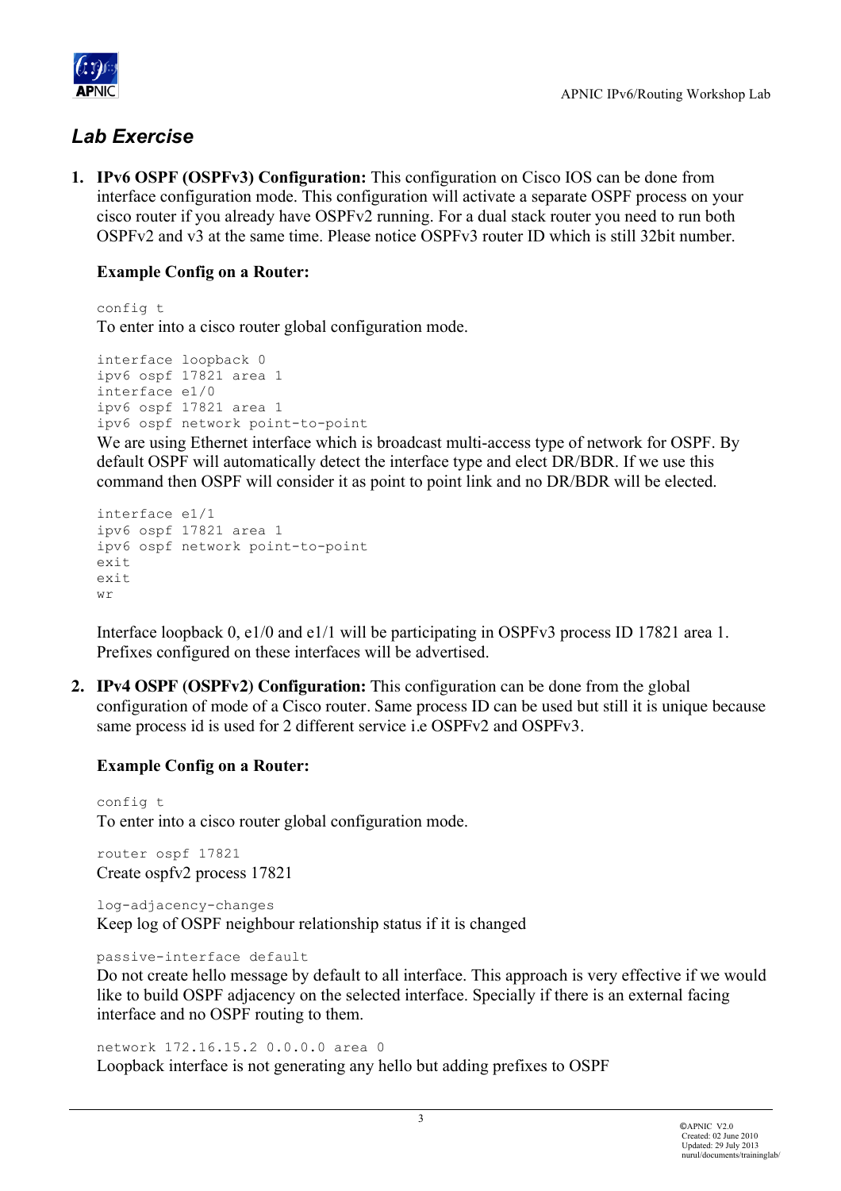## *Lab Exercise*

1. **IPv6 OSPF (OSPFv3) Configuration:** This configuration on Cisco IOS can be done from interface configuration mode. This configuration will activate a separate OSPF process on your cisco router if you already have OSPFv2 running. For a dual stack router you need to run both OSPFv2 and v3 at the same time. Please notice OSPFv3 router ID which is still 32bit number.

   **Example Config on a Router:**

   ```
   config t
   ```
   To enter into a cisco router global configuration mode.

   ```
   interface loopback 0
   ipv6 ospf 17821 area 1
   interface e1/0
   ipv6 ospf 17821 area 1
   ipv6 ospf network point-to-point
   ```
   We are using Ethernet interface which is broadcast multi-access type of network for OSPF. By default OSPF will automatically detect the interface type and elect DR/BDR. If we use this command then OSPF will consider it as point to point link and no DR/BDR will be elected.

   ```
   interface e1/1
   ipv6 ospf 17821 area 1
   ipv6 ospf network point-to-point
   exit
   exit
   wr
   ```

   Interface loopback 0, e1/0 and e1/1 will be participating in OSPFv3 process ID 17821 area 1. Prefixes configured on these interfaces will be advertised.

2. **IPv4 OSPF (OSPFv2) Configuration:** This configuration can be done from the global configuration of mode of a Cisco router. Same process ID can be used but still it is unique because same process id is used for 2 different service i.e OSPFv2 and OSPFv3.

   **Example Config on a Router:**

   ```
   config t
   ```
   To enter into a cisco router global configuration mode.

   ```
   router ospf 17821
   ```
   Create ospfv2 process 17821

   ```
   log-adjacency-changes
   ```
   Keep log of OSPF neighbour relationship status if it is changed

   ```
   passive-interface default
   ```
   Do not create hello message by default to all interface. This approach is very effective if we would like to build OSPF adjacency on the selected interface. Specially if there is an external facing interface and no OSPF routing to them.

   ```
   network 172.16.15.2 0.0.0.0 area 0
   ```
   Loopback interface is not generating any hello but adding prefixes to OSPF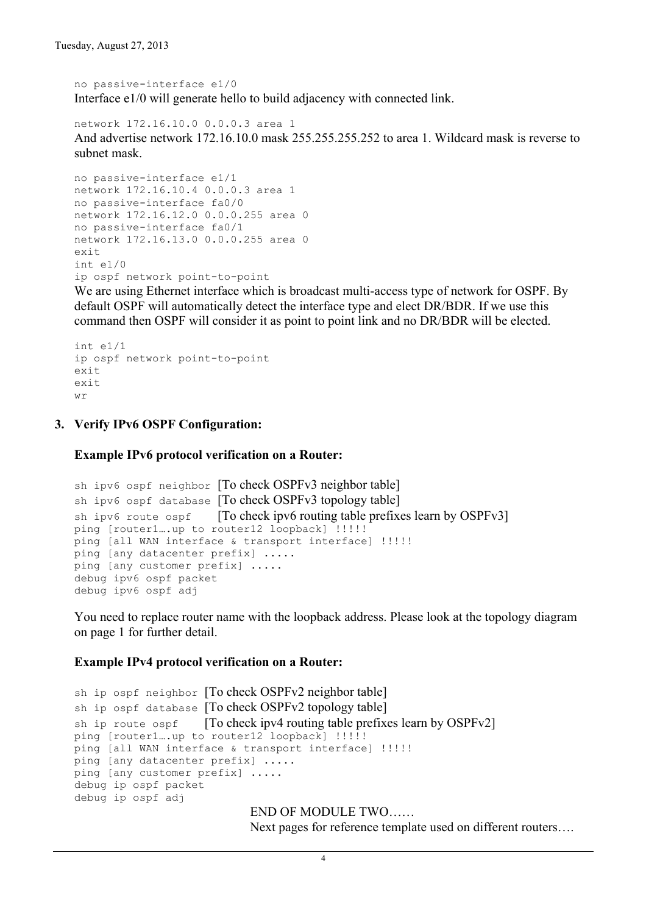```
no passive-interface e1/0
```

Interface e1/0 will generate hello to build adjacency with connected link.

```
network 172.16.10.0 0.0.0.3 area 1
```

And advertise network 172.16.10.0 mask 255.255.255.252 to area 1. Wildcard mask is reverse to subnet mask.

```
no passive-interface e1/1
network 172.16.10.4 0.0.0.3 area 1
no passive-interface fa0/0
network 172.16.12.0 0.0.0.255 area 0
no passive-interface fa0/1
network 172.16.13.0 0.0.0.255 area 0
exit
int e1/0
ip ospf network point-to-point
```

We are using Ethernet interface which is broadcast multi-access type of network for OSPF. By default OSPF will automatically detect the interface type and elect DR/BDR. If we use this command then OSPF will consider it as point to point link and no DR/BDR will be elected.

```
int e1/1
ip ospf network point-to-point
exit
exit
wr
```

### 3. Verify IPv6 OSPF Configuration:

**Example IPv6 protocol verification on a Router:**

```
sh ipv6 ospf neighbor [To check OSPFv3 neighbor table]
sh ipv6 ospf database [To check OSPFv3 topology table]
sh ipv6 route ospf    [To check ipv6 routing table prefixes learn by OSPFv3]
ping [router1….up to router12 loopback] !!!!!
ping [all WAN interface & transport interface] !!!!!
ping [any datacenter prefix] .....
ping [any customer prefix] .....
debug ipv6 ospf packet
debug ipv6 ospf adj
```

You need to replace router name with the loopback address. Please look at the topology diagram on page 1 for further detail.

**Example IPv4 protocol verification on a Router:**

```
sh ip ospf neighbor [To check OSPFv2 neighbor table]
sh ip ospf database [To check OSPFv2 topology table]
sh ip route ospf    [To check ipv4 routing table prefixes learn by OSPFv2]
ping [router1….up to router12 loopback] !!!!!
ping [all WAN interface & transport interface] !!!!!
ping [any datacenter prefix] .....
ping [any customer prefix] .....
debug ip ospf packet
debug ip ospf adj
```

END OF MODULE TWO……

Next pages for reference template used on different routers….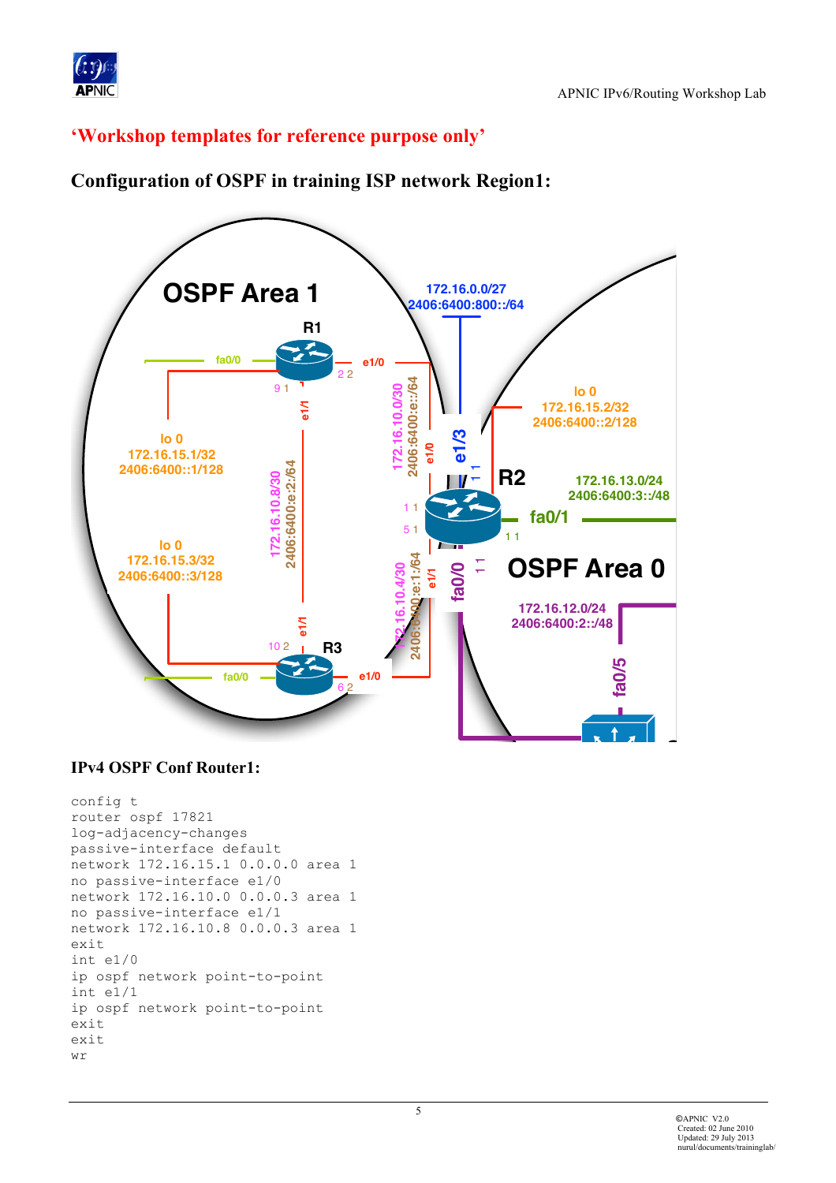‘Workshop templates for reference purpose only’

## Configuration of OSPF in training ISP network Region1:

### IPv4 OSPF Conf Router1:

```
config t
router ospf 17821
log-adjacency-changes
passive-interface default
network 172.16.15.1 0.0.0.0 area 1
no passive-interface e1/0
network 172.16.10.0 0.0.0.3 area 1
no passive-interface e1/1
network 172.16.10.8 0.0.0.3 area 1
exit
int e1/0
ip ospf network point-to-point
int e1/1
ip ospf network point-to-point
exit
exit
wr
```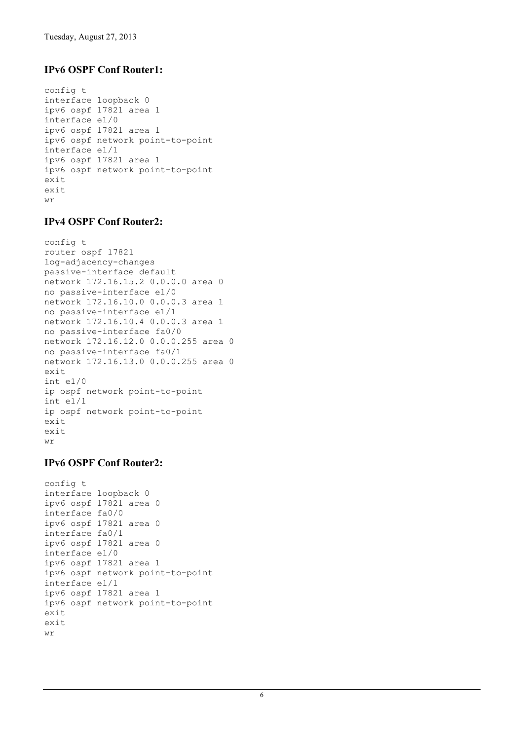### IPv6 OSPF Conf Router1:

```
config t
interface loopback 0
ipv6 ospf 17821 area 1
interface e1/0
ipv6 ospf 17821 area 1
ipv6 ospf network point-to-point
interface e1/1
ipv6 ospf 17821 area 1
ipv6 ospf network point-to-point
exit
exit
wr
```

### IPv4 OSPF Conf Router2:

```
config t
router ospf 17821
log-adjacency-changes
passive-interface default
network 172.16.15.2 0.0.0.0 area 0
no passive-interface e1/0
network 172.16.10.0 0.0.0.3 area 1
no passive-interface e1/1
network 172.16.10.4 0.0.0.3 area 1
no passive-interface fa0/0
network 172.16.12.0 0.0.0.255 area 0
no passive-interface fa0/1
network 172.16.13.0 0.0.0.255 area 0
exit
int e1/0
ip ospf network point-to-point
int e1/1
ip ospf network point-to-point
exit
exit
wr
```

### IPv6 OSPF Conf Router2:

```
config t
interface loopback 0
ipv6 ospf 17821 area 0
interface fa0/0
ipv6 ospf 17821 area 0
interface fa0/1
ipv6 ospf 17821 area 0
interface e1/0
ipv6 ospf 17821 area 1
ipv6 ospf network point-to-point
interface e1/1
ipv6 ospf 17821 area 1
ipv6 ospf network point-to-point
exit
exit
wr
```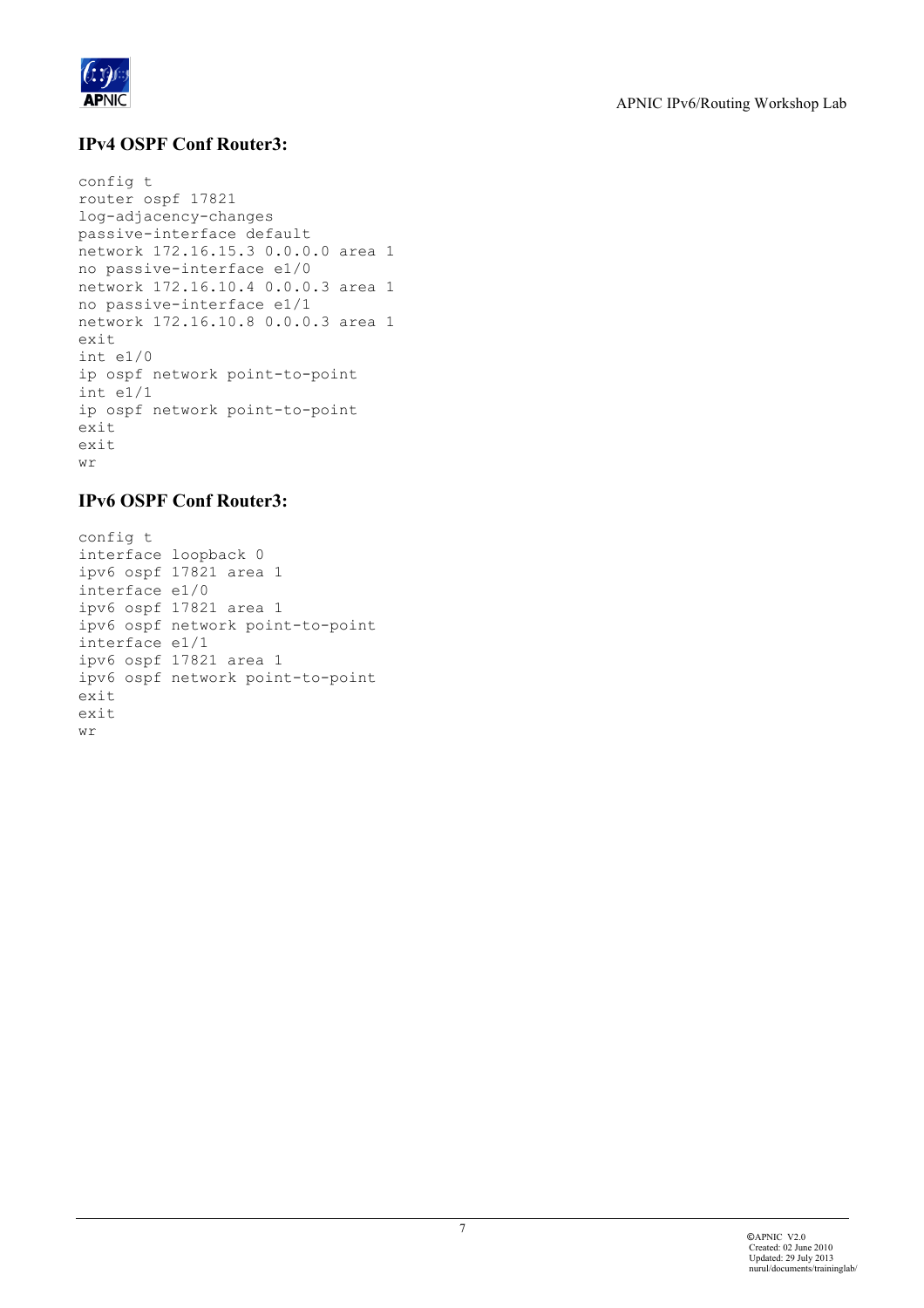### IPv4 OSPF Conf Router3:

```
config t
router ospf 17821
log-adjacency-changes
passive-interface default
network 172.16.15.3 0.0.0.0 area 1
no passive-interface e1/0
network 172.16.10.4 0.0.0.3 area 1
no passive-interface e1/1
network 172.16.10.8 0.0.0.3 area 1
exit
int e1/0
ip ospf network point-to-point
int e1/1
ip ospf network point-to-point
exit
exit
wr
```

### IPv6 OSPF Conf Router3:

```
config t
interface loopback 0
ipv6 ospf 17821 area 1
interface e1/0
ipv6 ospf 17821 area 1
ipv6 ospf network point-to-point
interface e1/1
ipv6 ospf 17821 area 1
ipv6 ospf network point-to-point
exit
exit
wr
```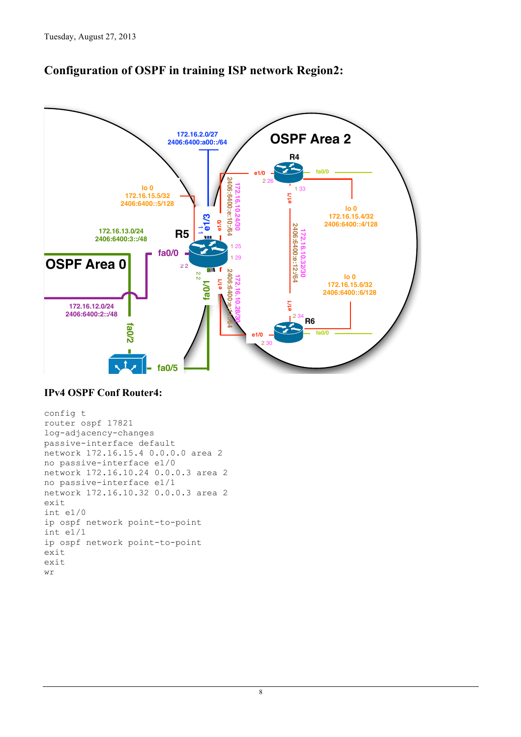Tuesday, August 27, 2013

## Configuration of OSPF in training ISP network Region2:

### IPv4 OSPF Conf Router4:

```
config t
router ospf 17821
log-adjacency-changes
passive-interface default
network 172.16.15.4 0.0.0.0 area 2
no passive-interface e1/0
network 172.16.10.24 0.0.0.3 area 2
no passive-interface e1/1
network 172.16.10.32 0.0.0.3 area 2
exit
int e1/0
ip ospf network point-to-point
int e1/1
ip ospf network point-to-point
exit
exit
wr
```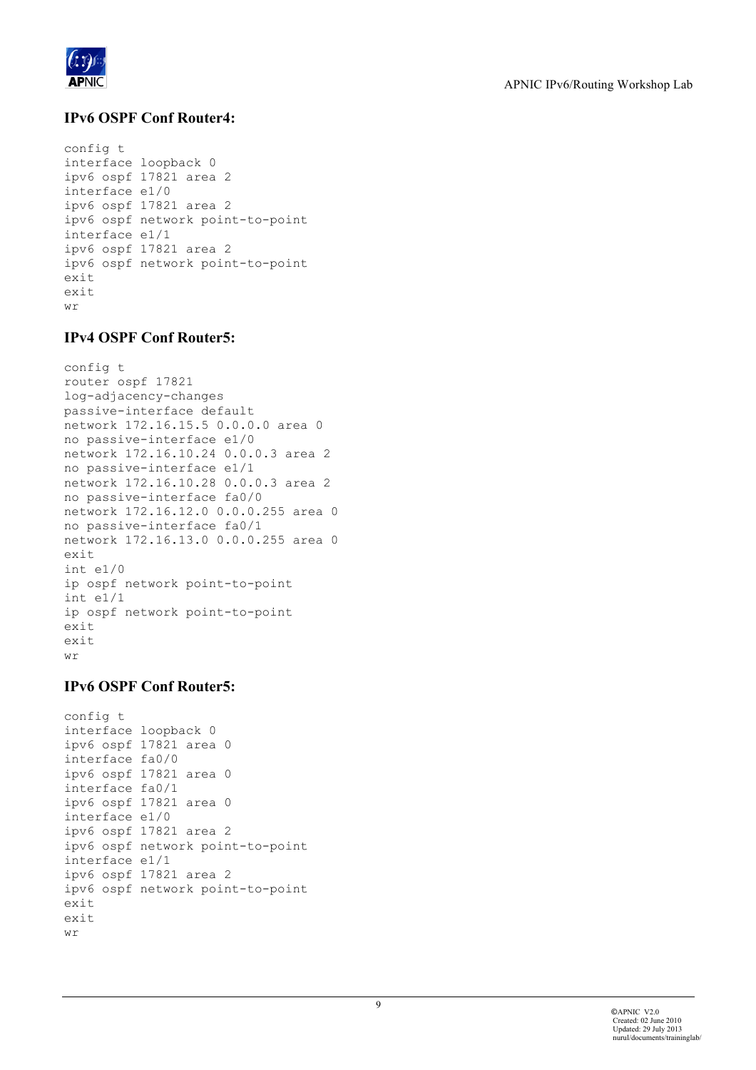### IPv6 OSPF Conf Router4:

```
config t
interface loopback 0
ipv6 ospf 17821 area 2
interface e1/0
ipv6 ospf 17821 area 2
ipv6 ospf network point-to-point
interface e1/1
ipv6 ospf 17821 area 2
ipv6 ospf network point-to-point
exit
exit
wr
```

### IPv4 OSPF Conf Router5:

```
config t
router ospf 17821
log-adjacency-changes
passive-interface default
network 172.16.15.5 0.0.0.0 area 0
no passive-interface e1/0
network 172.16.10.24 0.0.0.3 area 2
no passive-interface e1/1
network 172.16.10.28 0.0.0.3 area 2
no passive-interface fa0/0
network 172.16.12.0 0.0.0.255 area 0
no passive-interface fa0/1
network 172.16.13.0 0.0.0.255 area 0
exit
int e1/0
ip ospf network point-to-point
int e1/1
ip ospf network point-to-point
exit
exit
wr
```

### IPv6 OSPF Conf Router5:

```
config t
interface loopback 0
ipv6 ospf 17821 area 0
interface fa0/0
ipv6 ospf 17821 area 0
interface fa0/1
ipv6 ospf 17821 area 0
interface e1/0
ipv6 ospf 17821 area 2
ipv6 ospf network point-to-point
interface e1/1
ipv6 ospf 17821 area 2
ipv6 ospf network point-to-point
exit
exit
wr
```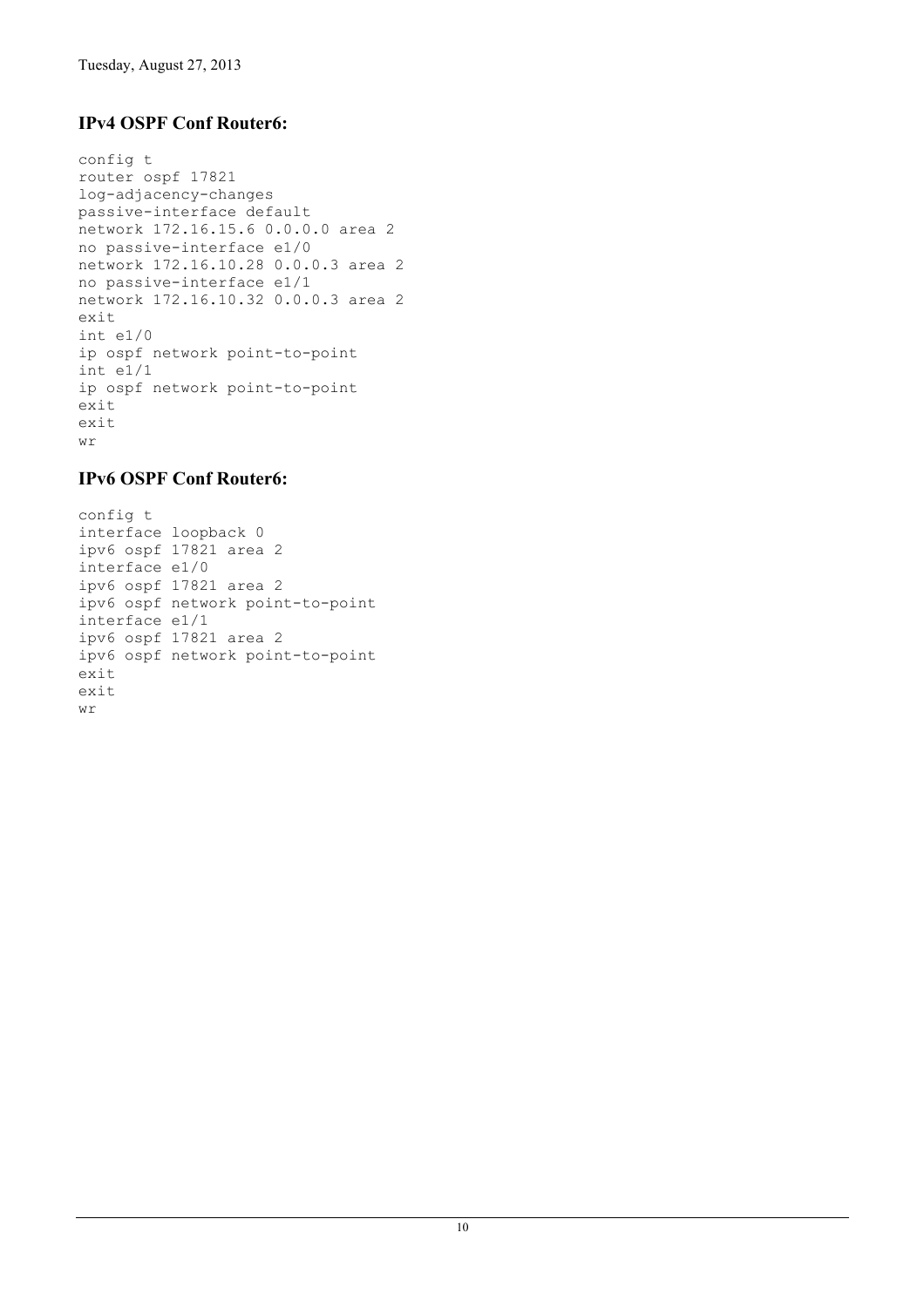Tuesday, August 27, 2013

### IPv4 OSPF Conf Router6:

```
config t
router ospf 17821
log-adjacency-changes
passive-interface default
network 172.16.15.6 0.0.0.0 area 2
no passive-interface e1/0
network 172.16.10.28 0.0.0.3 area 2
no passive-interface e1/1
network 172.16.10.32 0.0.0.3 area 2
exit
int e1/0
ip ospf network point-to-point
int e1/1
ip ospf network point-to-point
exit
exit
wr
```

### IPv6 OSPF Conf Router6:

```
config t
interface loopback 0
ipv6 ospf 17821 area 2
interface e1/0
ipv6 ospf 17821 area 2
ipv6 ospf network point-to-point
interface e1/1
ipv6 ospf 17821 area 2
ipv6 ospf network point-to-point
exit
exit
wr
```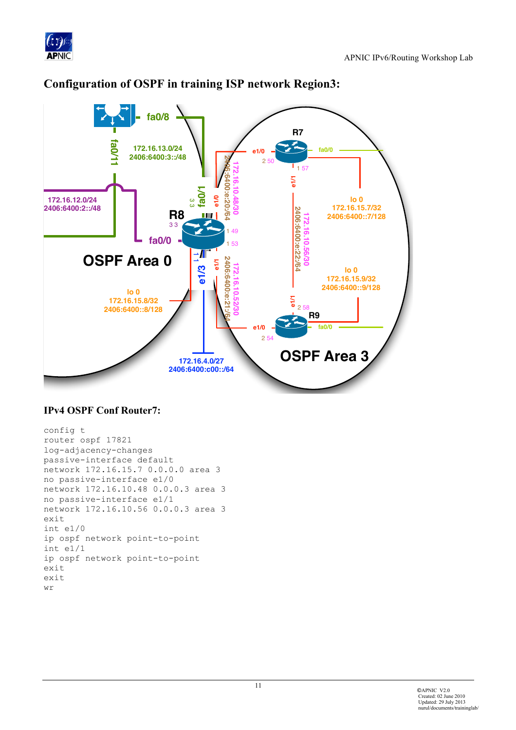## Configuration of OSPF in training ISP network Region3:

### IPv4 OSPF Conf Router7:

```
config t
router ospf 17821
log-adjacency-changes
passive-interface default
network 172.16.15.7 0.0.0.0 area 3
no passive-interface e1/0
network 172.16.10.48 0.0.0.3 area 3
no passive-interface e1/1
network 172.16.10.56 0.0.0.3 area 3
exit
int e1/0
ip ospf network point-to-point
int e1/1
ip ospf network point-to-point
exit
exit
wr
```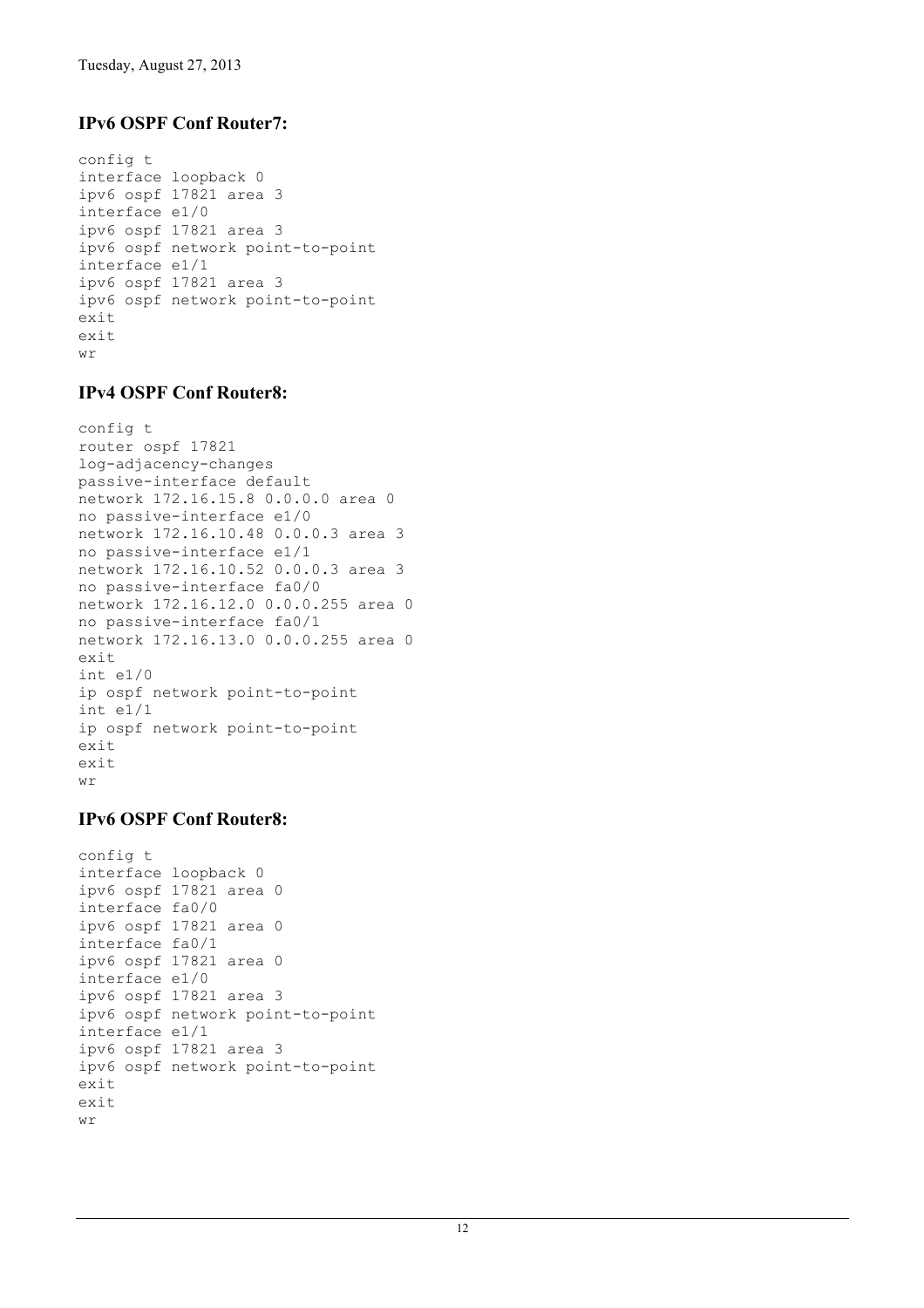### IPv6 OSPF Conf Router7:

```
config t
interface loopback 0
ipv6 ospf 17821 area 3
interface e1/0
ipv6 ospf 17821 area 3
ipv6 ospf network point-to-point
interface e1/1
ipv6 ospf 17821 area 3
ipv6 ospf network point-to-point
exit
exit
wr
```

### IPv4 OSPF Conf Router8:

```
config t
router ospf 17821
log-adjacency-changes
passive-interface default
network 172.16.15.8 0.0.0.0 area 0
no passive-interface e1/0
network 172.16.10.48 0.0.0.3 area 3
no passive-interface e1/1
network 172.16.10.52 0.0.0.3 area 3
no passive-interface fa0/0
network 172.16.12.0 0.0.0.255 area 0
no passive-interface fa0/1
network 172.16.13.0 0.0.0.255 area 0
exit
int e1/0
ip ospf network point-to-point
int e1/1
ip ospf network point-to-point
exit
exit
wr
```

### IPv6 OSPF Conf Router8:

```
config t
interface loopback 0
ipv6 ospf 17821 area 0
interface fa0/0
ipv6 ospf 17821 area 0
interface fa0/1
ipv6 ospf 17821 area 0
interface e1/0
ipv6 ospf 17821 area 3
ipv6 ospf network point-to-point
interface e1/1
ipv6 ospf 17821 area 3
ipv6 ospf network point-to-point
exit
exit
wr
```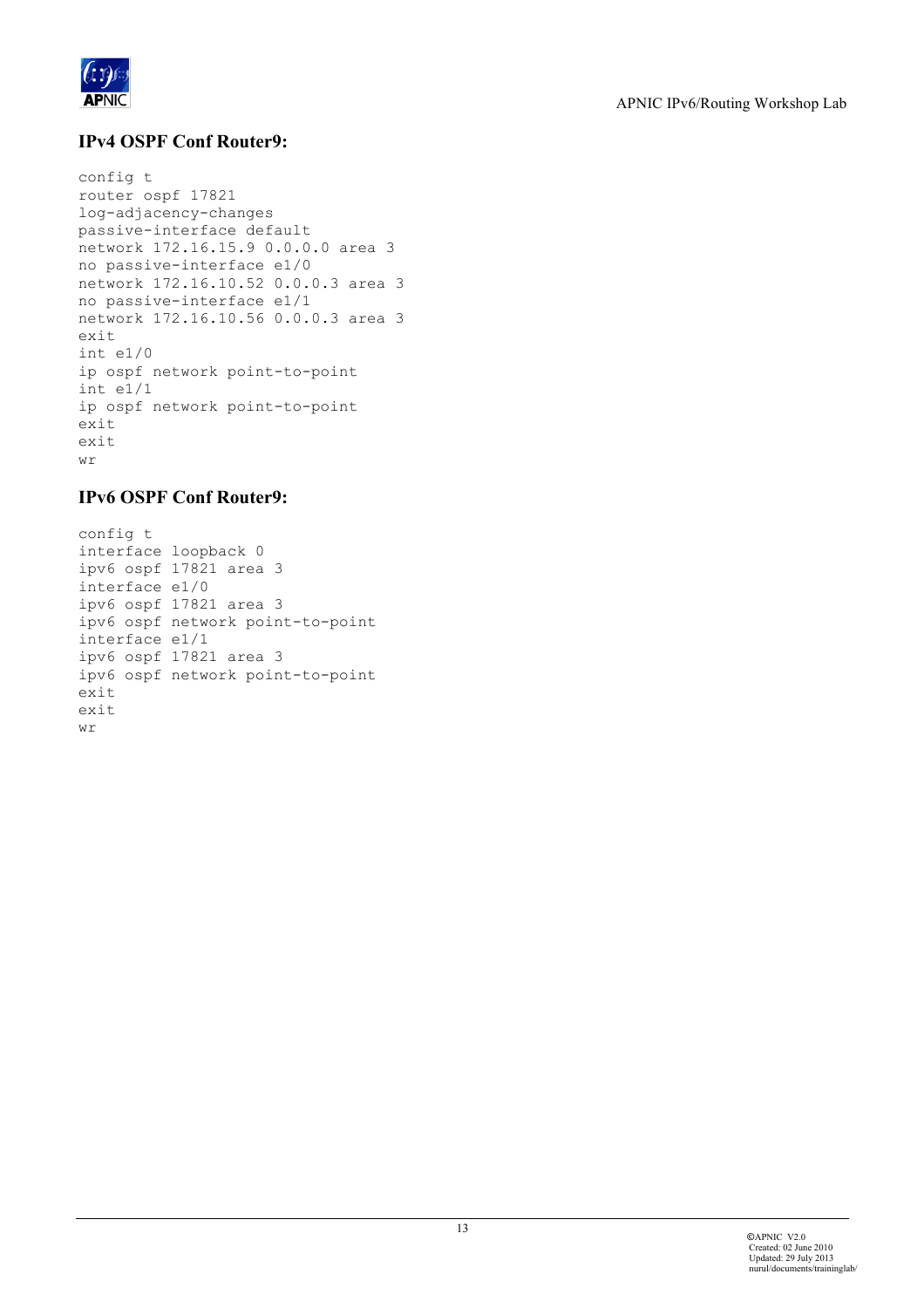### IPv4 OSPF Conf Router9:

```
config t
router ospf 17821
log-adjacency-changes
passive-interface default
network 172.16.15.9 0.0.0.0 area 3
no passive-interface e1/0
network 172.16.10.52 0.0.0.3 area 3
no passive-interface e1/1
network 172.16.10.56 0.0.0.3 area 3
exit
int e1/0
ip ospf network point-to-point
int e1/1
ip ospf network point-to-point
exit
exit
wr
```

### IPv6 OSPF Conf Router9:

```
config t
interface loopback 0
ipv6 ospf 17821 area 3
interface e1/0
ipv6 ospf 17821 area 3
ipv6 ospf network point-to-point
interface e1/1
ipv6 ospf 17821 area 3
ipv6 ospf network point-to-point
exit
exit
wr
```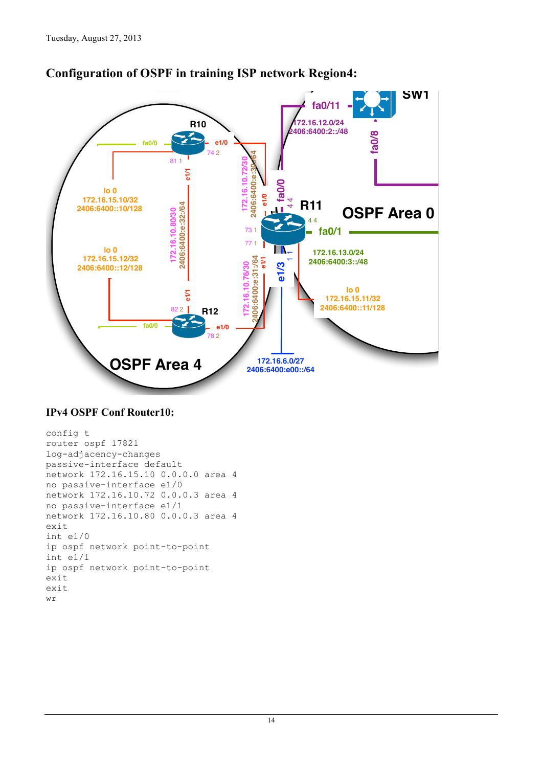Tuesday, August 27, 2013

## Configuration of OSPF in training ISP network Region4:

### IPv4 OSPF Conf Router10:

```
config t
router ospf 17821
log-adjacency-changes
passive-interface default
network 172.16.15.10 0.0.0.0 area 4
no passive-interface e1/0
network 172.16.10.72 0.0.0.3 area 4
no passive-interface e1/1
network 172.16.10.80 0.0.0.3 area 4
exit
int e1/0
ip ospf network point-to-point
int e1/1
ip ospf network point-to-point
exit
exit
wr
```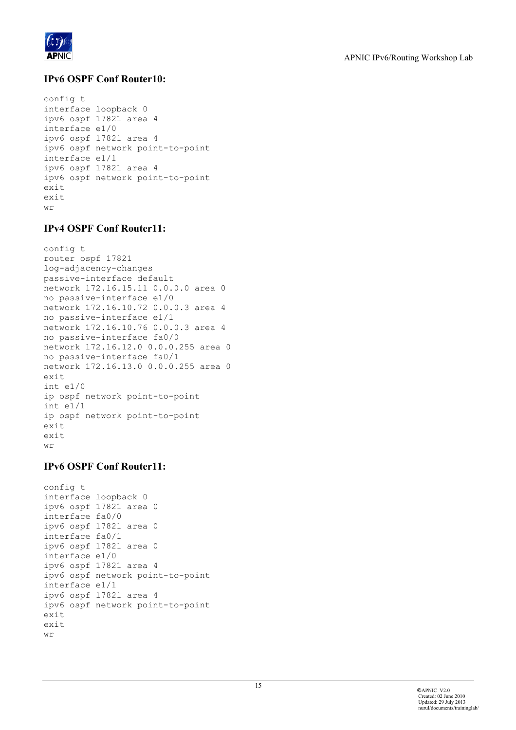### IPv6 OSPF Conf Router10:

```
config t
interface loopback 0
ipv6 ospf 17821 area 4
interface e1/0
ipv6 ospf 17821 area 4
ipv6 ospf network point-to-point
interface e1/1
ipv6 ospf 17821 area 4
ipv6 ospf network point-to-point
exit
exit
wr
```

### IPv4 OSPF Conf Router11:

```
config t
router ospf 17821
log-adjacency-changes
passive-interface default
network 172.16.15.11 0.0.0.0 area 0
no passive-interface e1/0
network 172.16.10.72 0.0.0.3 area 4
no passive-interface e1/1
network 172.16.10.76 0.0.0.3 area 4
no passive-interface fa0/0
network 172.16.12.0 0.0.0.255 area 0
no passive-interface fa0/1
network 172.16.13.0 0.0.0.255 area 0
exit
int e1/0
ip ospf network point-to-point
int e1/1
ip ospf network point-to-point
exit
exit
wr
```

### IPv6 OSPF Conf Router11:

```
config t
interface loopback 0
ipv6 ospf 17821 area 0
interface fa0/0
ipv6 ospf 17821 area 0
interface fa0/1
ipv6 ospf 17821 area 0
interface e1/0
ipv6 ospf 17821 area 4
ipv6 ospf network point-to-point
interface e1/1
ipv6 ospf 17821 area 4
ipv6 ospf network point-to-point
exit
exit
wr
```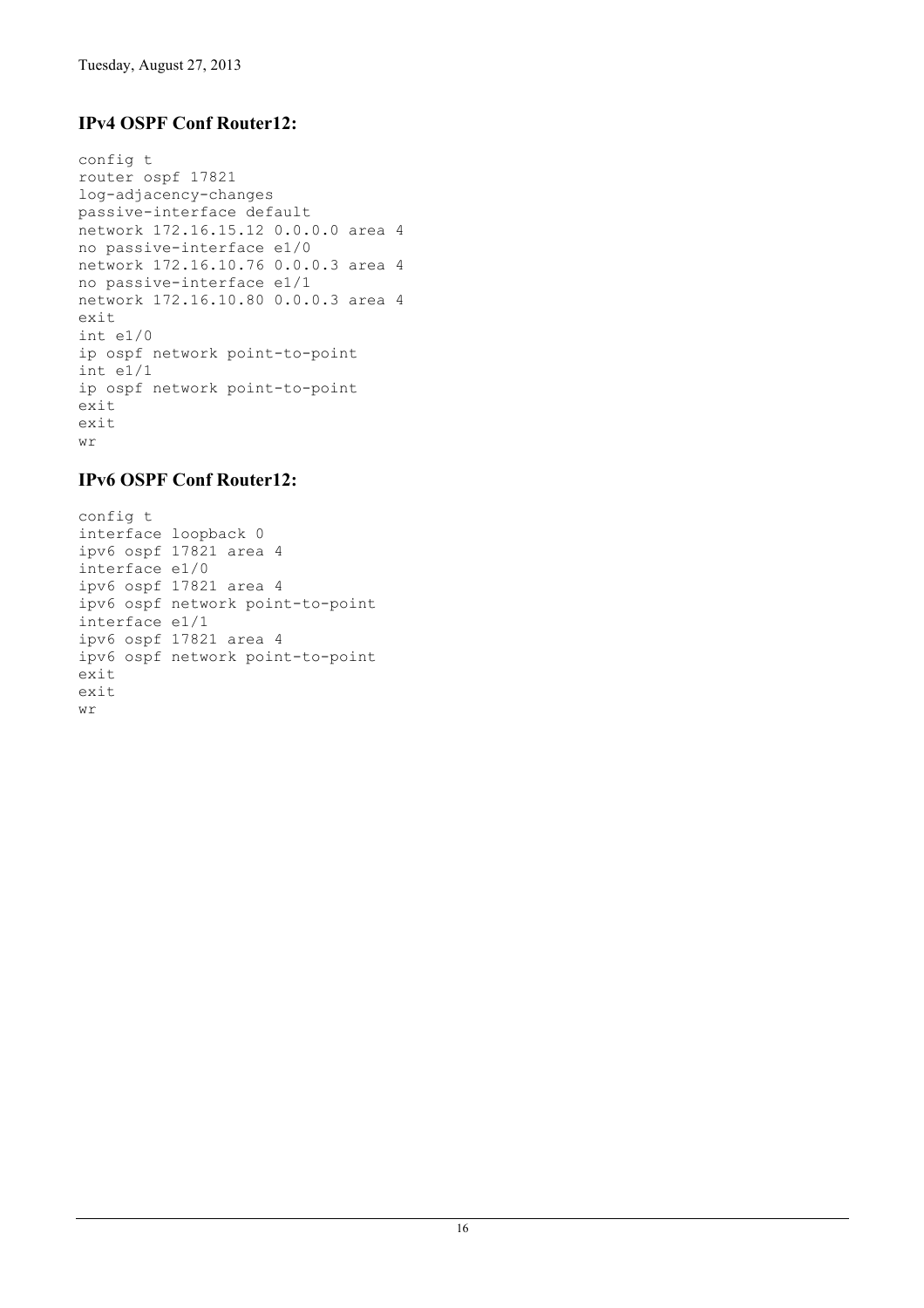## IPv4 OSPF Conf Router12:

```
config t
router ospf 17821
log-adjacency-changes
passive-interface default
network 172.16.15.12 0.0.0.0 area 4
no passive-interface e1/0
network 172.16.10.76 0.0.0.3 area 4
no passive-interface e1/1
network 172.16.10.80 0.0.0.3 area 4
exit
int e1/0
ip ospf network point-to-point
int e1/1
ip ospf network point-to-point
exit
exit
wr
```

## IPv6 OSPF Conf Router12:

```
config t
interface loopback 0
ipv6 ospf 17821 area 4
interface e1/0
ipv6 ospf 17821 area 4
ipv6 ospf network point-to-point
interface e1/1
ipv6 ospf 17821 area 4
ipv6 ospf network point-to-point
exit
exit
wr
```